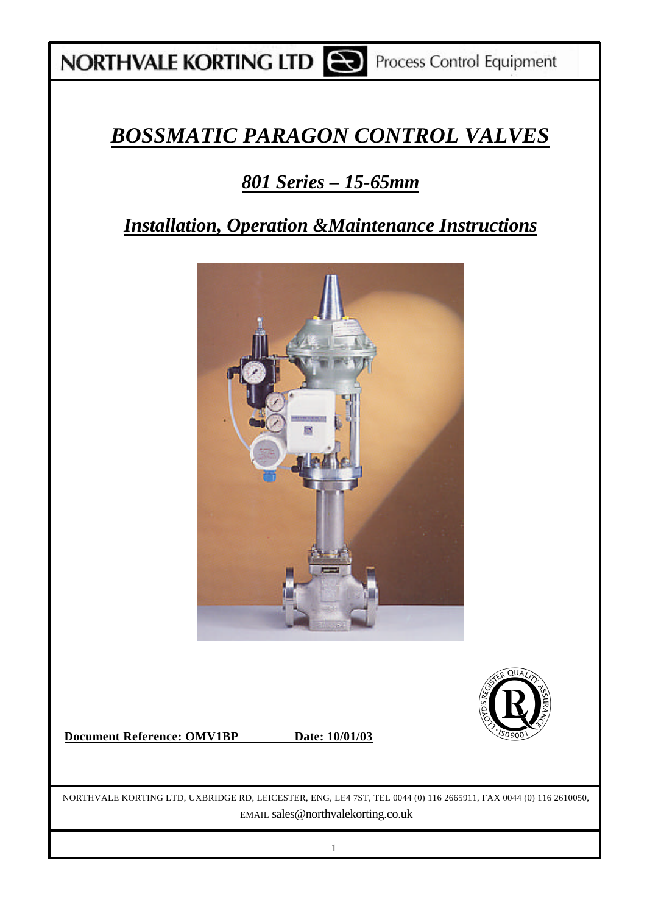NORTHVALE KORTING LTD Process Control Equipment

# *BOSSMATIC PARAGON CONTROL VALVES*

## *801 Series – 15-65mm*

## *Installation, Operation &Maintenance Instructions*

**Document Reference: OMV1BP** **Date: 10/01/03**

NORTHVALE KORTING LTD, UXBRIDGE RD, LEICESTER, ENG, LE4 7ST, TEL 0044 (0) 116 2665911, FAX 0044 (0) 116 2610050, EMAIL sales@northvalekorting.co.uk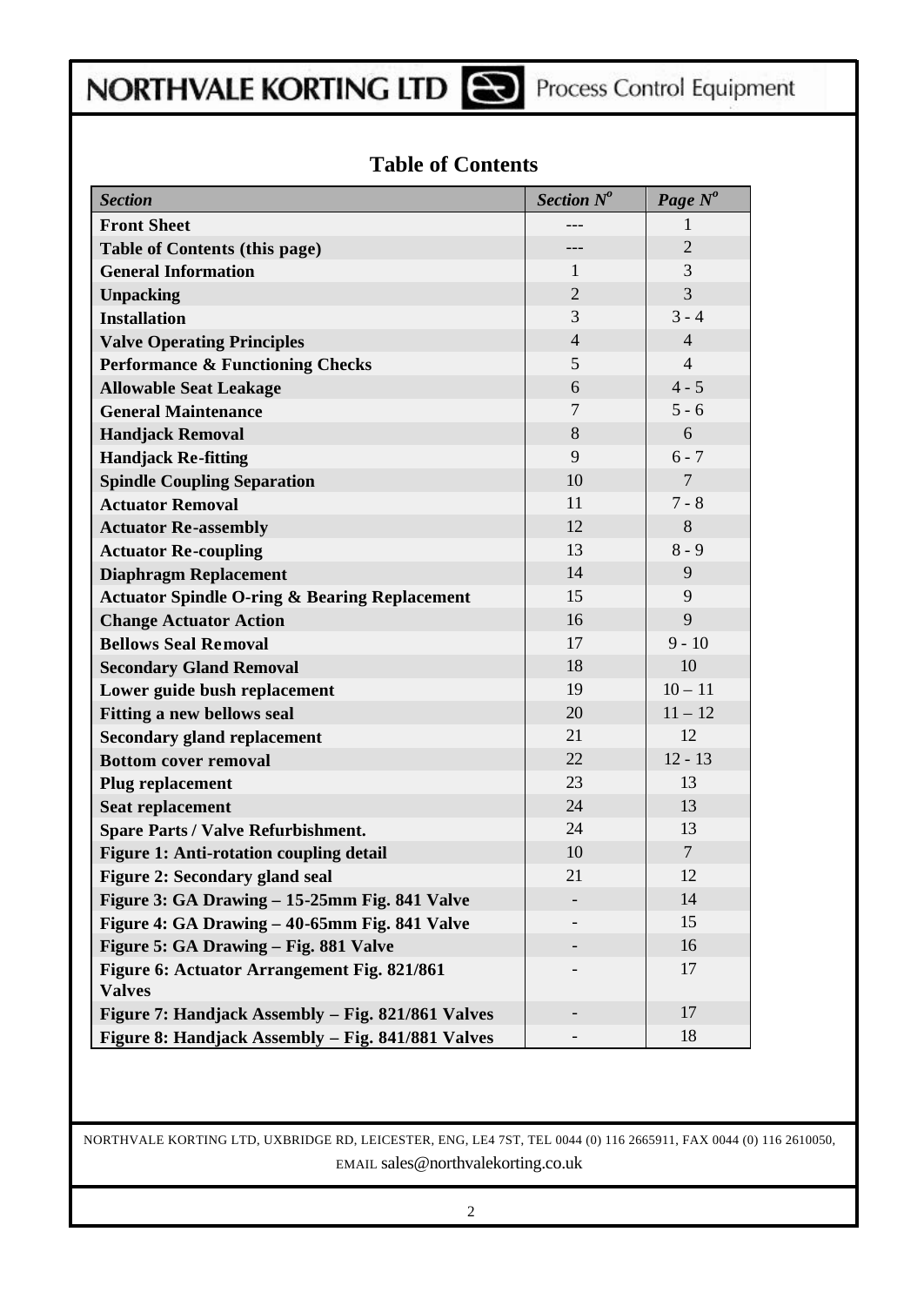# Table of Contents

| *Section* | *Section N$^o$* | *Page N$^o$* |
|---|---|---|
| **Front Sheet** | --- | 1 |
| **Table of Contents (this page)** | --- | 2 |
| **General Information** | 1 | 3 |
| **Unpacking** | 2 | 3 |
| **Installation** | 3 | 3 - 4 |
| **Valve Operating Principles** | 4 | 4 |
| **Performance & Functioning Checks** | 5 | 4 |
| **Allowable Seat Leakage** | 6 | 4 - 5 |
| **General Maintenance** | 7 | 5 - 6 |
| **Handjack Removal** | 8 | 6 |
| **Handjack Re-fitting** | 9 | 6 - 7 |
| **Spindle Coupling Separation** | 10 | 7 |
| **Actuator Removal** | 11 | 7 - 8 |
| **Actuator Re-assembly** | 12 | 8 |
| **Actuator Re-coupling** | 13 | 8 - 9 |
| **Diaphragm Replacement** | 14 | 9 |
| **Actuator Spindle O-ring & Bearing Replacement** | 15 | 9 |
| **Change Actuator Action** | 16 | 9 |
| **Bellows Seal Removal** | 17 | 9 - 10 |
| **Secondary Gland Removal** | 18 | 10 |
| **Lower guide bush replacement** | 19 | 10 – 11 |
| **Fitting a new bellows seal** | 20 | 11 – 12 |
| **Secondary gland replacement** | 21 | 12 |
| **Bottom cover removal** | 22 | 12 - 13 |
| **Plug replacement** | 23 | 13 |
| **Seat replacement** | 24 | 13 |
| **Spare Parts / Valve Refurbishment.** | 24 | 13 |
| **Figure 1: Anti-rotation coupling detail** | 10 | 7 |
| **Figure 2: Secondary gland seal** | 21 | 12 |
| **Figure 3: GA Drawing – 15-25mm Fig. 841 Valve** | - | 14 |
| **Figure 4: GA Drawing – 40-65mm Fig. 841 Valve** | - | 15 |
| **Figure 5: GA Drawing – Fig. 881 Valve** | - | 16 |
| **Figure 6: Actuator Arrangement Fig. 821/861 Valves** | - | 17 |
| **Figure 7: Handjack Assembly – Fig. 821/861 Valves** | - | 17 |
| **Figure 8: Handjack Assembly – Fig. 841/881 Valves** | - | 18 |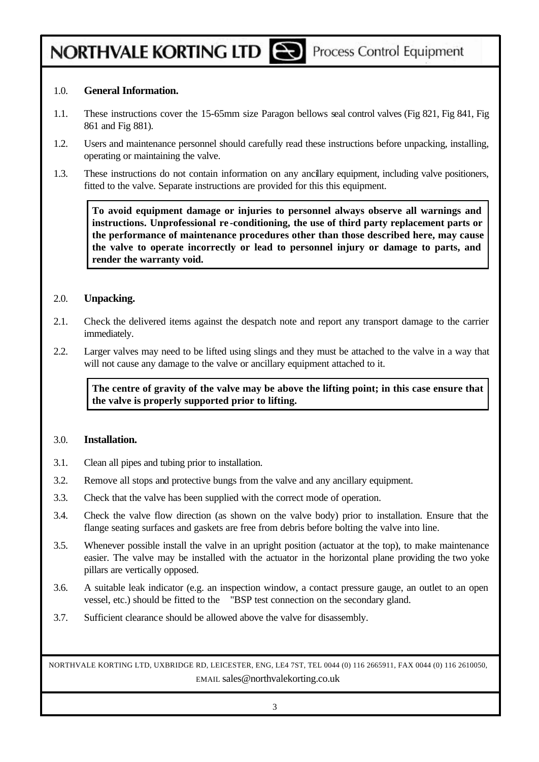## 1.0. General Information.

1.1. These instructions cover the 15-65mm size Paragon bellows seal control valves (Fig 821, Fig 841, Fig 861 and Fig 881).

1.2. Users and maintenance personnel should carefully read these instructions before unpacking, installing, operating or maintaining the valve.

1.3. These instructions do not contain information on any ancillary equipment, including valve positioners, fitted to the valve. Separate instructions are provided for this this equipment.

> **To avoid equipment damage or injuries to personnel always observe all warnings and instructions. Unprofessional re-conditioning, the use of third party replacement parts or the performance of maintenance procedures other than those described here, may cause the valve to operate incorrectly or lead to personnel injury or damage to parts, and render the warranty void.**

## 2.0. Unpacking.

2.1. Check the delivered items against the despatch note and report any transport damage to the carrier immediately.

2.2. Larger valves may need to be lifted using slings and they must be attached to the valve in a way that will not cause any damage to the valve or ancillary equipment attached to it.

> **The centre of gravity of the valve may be above the lifting point; in this case ensure that the valve is properly supported prior to lifting.**

## 3.0. Installation.

3.1. Clean all pipes and tubing prior to installation.

3.2. Remove all stops and protective bungs from the valve and any ancillary equipment.

3.3. Check that the valve has been supplied with the correct mode of operation.

3.4. Check the valve flow direction (as shown on the valve body) prior to installation. Ensure that the flange seating surfaces and gaskets are free from debris before bolting the valve into line.

3.5. Whenever possible install the valve in an upright position (actuator at the top), to make maintenance easier. The valve may be installed with the actuator in the horizontal plane providing the two yoke pillars are vertically opposed.

3.6. A suitable leak indicator (e.g. an inspection window, a contact pressure gauge, an outlet to an open vessel, etc.) should be fitted to the "BSP test connection on the secondary gland.

3.7. Sufficient clearance should be allowed above the valve for disassembly.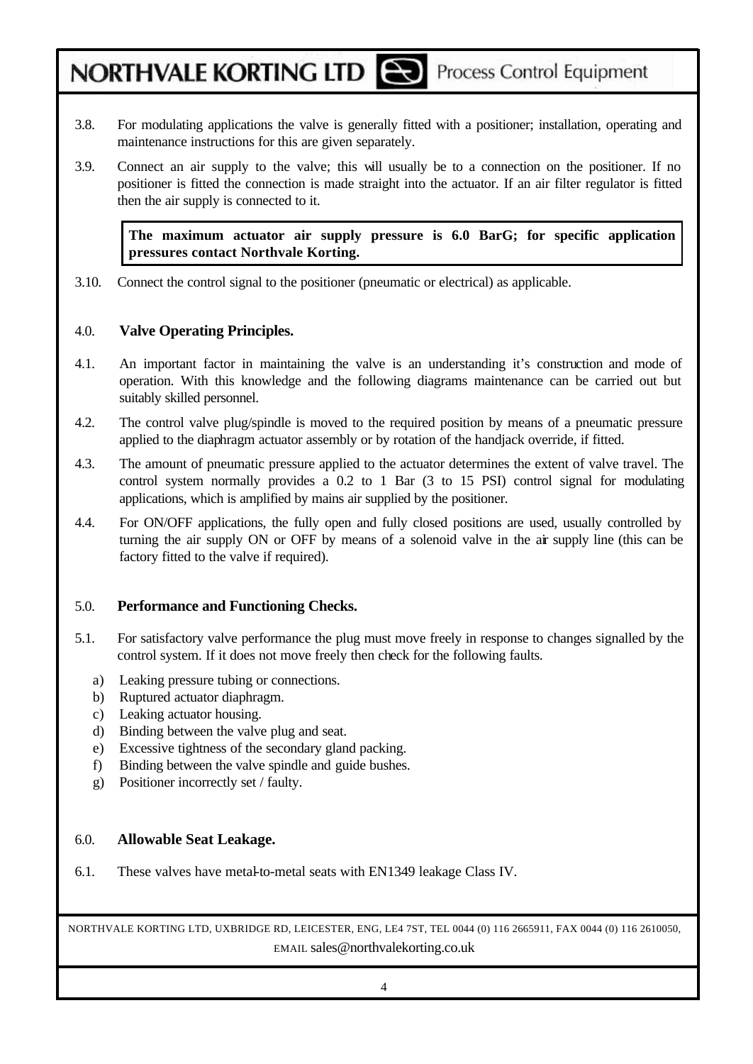3.8. For modulating applications the valve is generally fitted with a positioner; installation, operating and maintenance instructions for this are given separately.

3.9. Connect an air supply to the valve; this will usually be to a connection on the positioner. If no positioner is fitted the connection is made straight into the actuator. If an air filter regulator is fitted then the air supply is connected to it.

> **The maximum actuator air supply pressure is 6.0 BarG; for specific application pressures contact Northvale Korting.**

3.10. Connect the control signal to the positioner (pneumatic or electrical) as applicable.

## 4.0. Valve Operating Principles.

4.1. An important factor in maintaining the valve is an understanding it's construction and mode of operation. With this knowledge and the following diagrams maintenance can be carried out but suitably skilled personnel.

4.2. The control valve plug/spindle is moved to the required position by means of a pneumatic pressure applied to the diaphragm actuator assembly or by rotation of the handjack override, if fitted.

4.3. The amount of pneumatic pressure applied to the actuator determines the extent of valve travel. The control system normally provides a 0.2 to 1 Bar (3 to 15 PSI) control signal for modulating applications, which is amplified by mains air supplied by the positioner.

4.4. For ON/OFF applications, the fully open and fully closed positions are used, usually controlled by turning the air supply ON or OFF by means of a solenoid valve in the air supply line (this can be factory fitted to the valve if required).

## 5.0. Performance and Functioning Checks.

5.1. For satisfactory valve performance the plug must move freely in response to changes signalled by the control system. If it does not move freely then check for the following faults.

a) Leaking pressure tubing or connections.
b) Ruptured actuator diaphragm.
c) Leaking actuator housing.
d) Binding between the valve plug and seat.
e) Excessive tightness of the secondary gland packing.
f) Binding between the valve spindle and guide bushes.
g) Positioner incorrectly set / faulty.

## 6.0. Allowable Seat Leakage.

6.1. These valves have metal-to-metal seats with EN1349 leakage Class IV.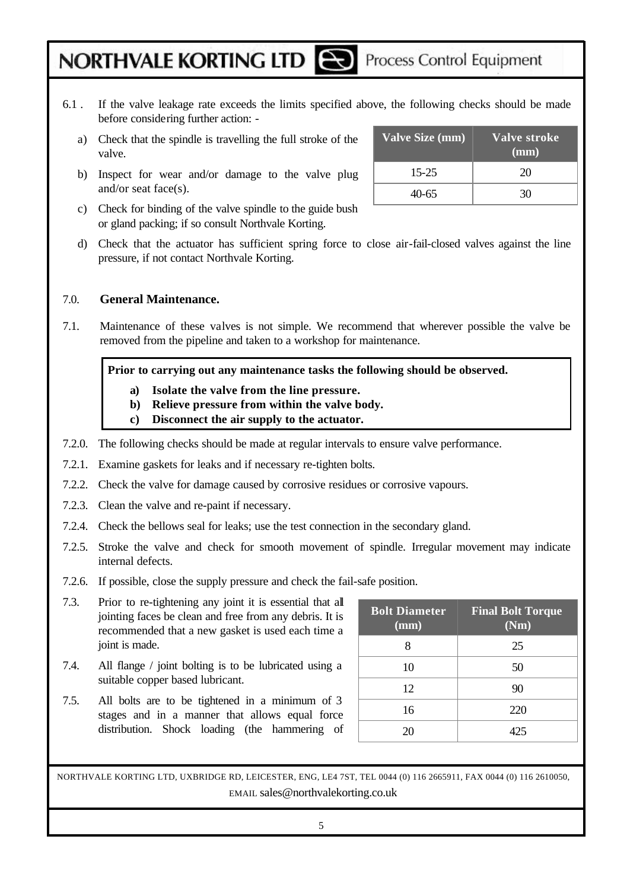6.1 . If the valve leakage rate exceeds the limits specified above, the following checks should be made before considering further action: -

a) Check that the spindle is travelling the full stroke of the valve.

b) Inspect for wear and/or damage to the valve plug and/or seat face(s).

c) Check for binding of the valve spindle to the guide bush or gland packing; if so consult Northvale Korting.

d) Check that the actuator has sufficient spring force to close air-fail-closed valves against the line pressure, if not contact Northvale Korting.

| Valve Size (mm) | Valve stroke (mm) |
|---|---|
| 15-25 | 20 |
| 40-65 | 30 |

7.0. **General Maintenance.**

7.1. Maintenance of these valves is not simple. We recommend that wherever possible the valve be removed from the pipeline and taken to a workshop for maintenance.

**Prior to carrying out any maintenance tasks the following should be observed.**

**a) Isolate the valve from the line pressure.**
**b) Relieve pressure from within the valve body.**
**c) Disconnect the air supply to the actuator.**

7.2.0. The following checks should be made at regular intervals to ensure valve performance.

7.2.1. Examine gaskets for leaks and if necessary re-tighten bolts.

7.2.2. Check the valve for damage caused by corrosive residues or corrosive vapours.

7.2.3. Clean the valve and re-paint if necessary.

7.2.4. Check the bellows seal for leaks; use the test connection in the secondary gland.

7.2.5. Stroke the valve and check for smooth movement of spindle. Irregular movement may indicate internal defects.

7.2.6. If possible, close the supply pressure and check the fail-safe position.

7.3. Prior to re-tightening any joint it is essential that all jointing faces be clean and free from any debris. It is recommended that a new gasket is used each time a joint is made.

7.4. All flange / joint bolting is to be lubricated using a suitable copper based lubricant.

7.5. All bolts are to be tightened in a minimum of 3 stages and in a manner that allows equal force distribution. Shock loading (the hammering of

| Bolt Diameter (mm) | Final Bolt Torque (Nm) |
|---|---|
| 8 | 25 |
| 10 | 50 |
| 12 | 90 |
| 16 | 220 |
| 20 | 425 |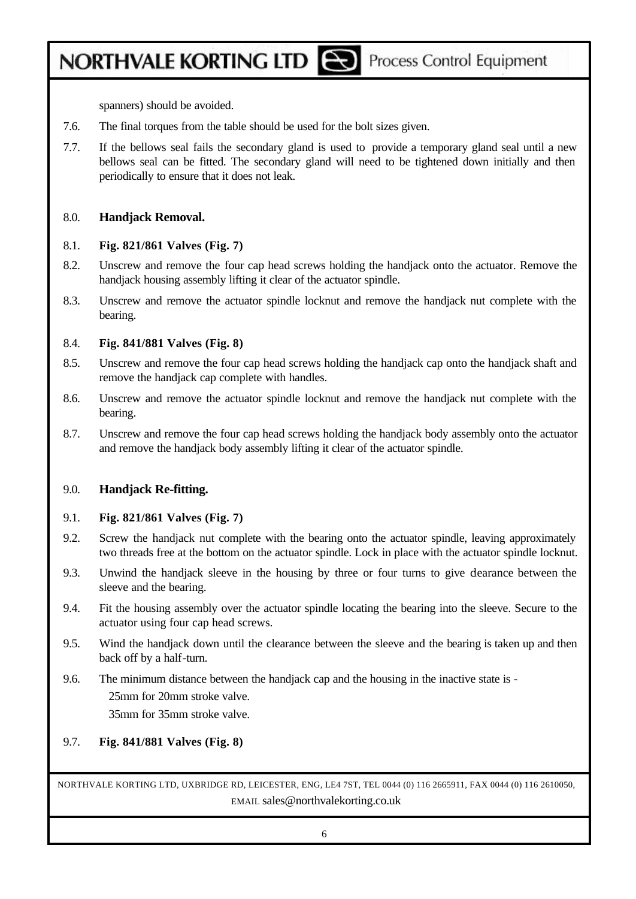spanners) should be avoided.

7.6. The final torques from the table should be used for the bolt sizes given.

7.7. If the bellows seal fails the secondary gland is used to provide a temporary gland seal until a new bellows seal can be fitted. The secondary gland will need to be tightened down initially and then periodically to ensure that it does not leak.

## 8.0. Handjack Removal.

### 8.1. Fig. 821/861 Valves (Fig. 7)

8.2. Unscrew and remove the four cap head screws holding the handjack onto the actuator. Remove the handjack housing assembly lifting it clear of the actuator spindle.

8.3. Unscrew and remove the actuator spindle locknut and remove the handjack nut complete with the bearing.

### 8.4. Fig. 841/881 Valves (Fig. 8)

8.5. Unscrew and remove the four cap head screws holding the handjack cap onto the handjack shaft and remove the handjack cap complete with handles.

8.6. Unscrew and remove the actuator spindle locknut and remove the handjack nut complete with the bearing.

8.7. Unscrew and remove the four cap head screws holding the handjack body assembly onto the actuator and remove the handjack body assembly lifting it clear of the actuator spindle.

## 9.0. Handjack Re-fitting.

### 9.1. Fig. 821/861 Valves (Fig. 7)

9.2. Screw the handjack nut complete with the bearing onto the actuator spindle, leaving approximately two threads free at the bottom on the actuator spindle. Lock in place with the actuator spindle locknut.

9.3. Unwind the handjack sleeve in the housing by three or four turns to give clearance between the sleeve and the bearing.

9.4. Fit the housing assembly over the actuator spindle locating the bearing into the sleeve. Secure to the actuator using four cap head screws.

9.5. Wind the handjack down until the clearance between the sleeve and the bearing is taken up and then back off by a half-turn.

9.6. The minimum distance between the handjack cap and the housing in the inactive state is -

25mm for 20mm stroke valve.

35mm for 35mm stroke valve.

### 9.7. Fig. 841/881 Valves (Fig. 8)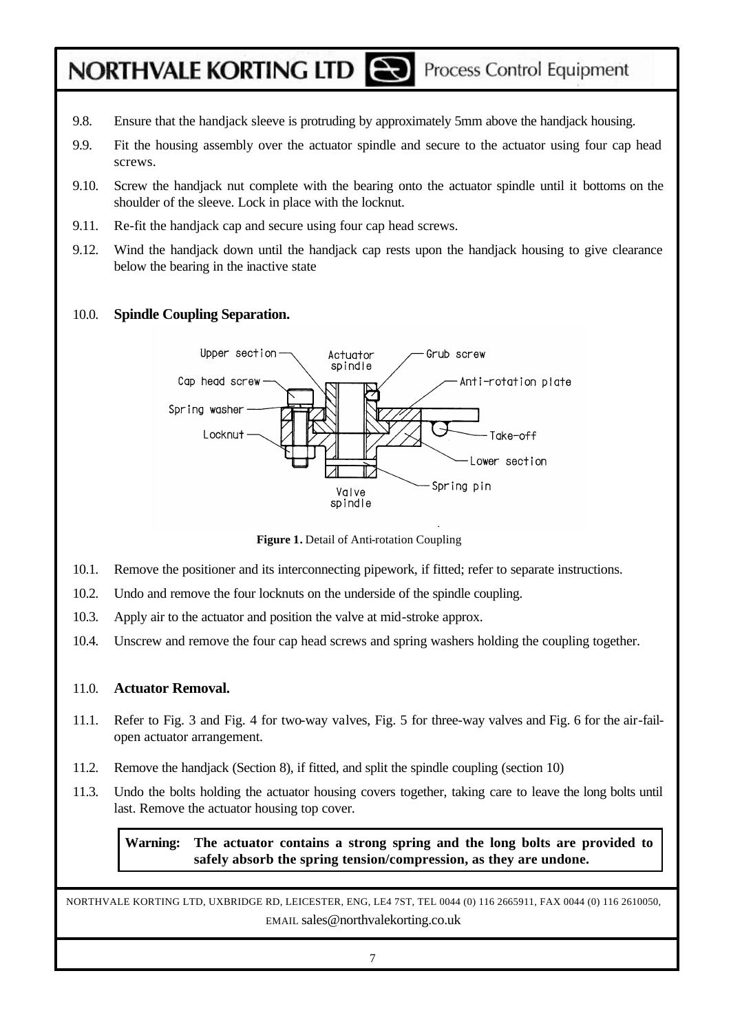9.8. Ensure that the handjack sleeve is protruding by approximately 5mm above the handjack housing.

9.9. Fit the housing assembly over the actuator spindle and secure to the actuator using four cap head screws.

9.10. Screw the handjack nut complete with the bearing onto the actuator spindle until it bottoms on the shoulder of the sleeve. Lock in place with the locknut.

9.11. Re-fit the handjack cap and secure using four cap head screws.

9.12. Wind the handjack down until the handjack cap rests upon the handjack housing to give clearance below the bearing in the inactive state

## 10.0. Spindle Coupling Separation.

**Figure 1.** Detail of Anti-rotation Coupling

10.1. Remove the positioner and its interconnecting pipework, if fitted; refer to separate instructions.

10.2. Undo and remove the four locknuts on the underside of the spindle coupling.

10.3. Apply air to the actuator and position the valve at mid-stroke approx.

10.4. Unscrew and remove the four cap head screws and spring washers holding the coupling together.

## 11.0. Actuator Removal.

11.1. Refer to Fig. 3 and Fig. 4 for two-way valves, Fig. 5 for three-way valves and Fig. 6 for the air-fail-open actuator arrangement.

11.2. Remove the handjack (Section 8), if fitted, and split the spindle coupling (section 10)

11.3. Undo the bolts holding the actuator housing covers together, taking care to leave the long bolts until last. Remove the actuator housing top cover.

**Warning: The actuator contains a strong spring and the long bolts are provided to safely absorb the spring tension/compression, as they are undone.**

NORTHVALE KORTING LTD, UXBRIDGE RD, LEICESTER, ENG, LE4 7ST, TEL 0044 (0) 116 2665911, FAX 0044 (0) 116 2610050, EMAIL sales@northvalekorting.co.uk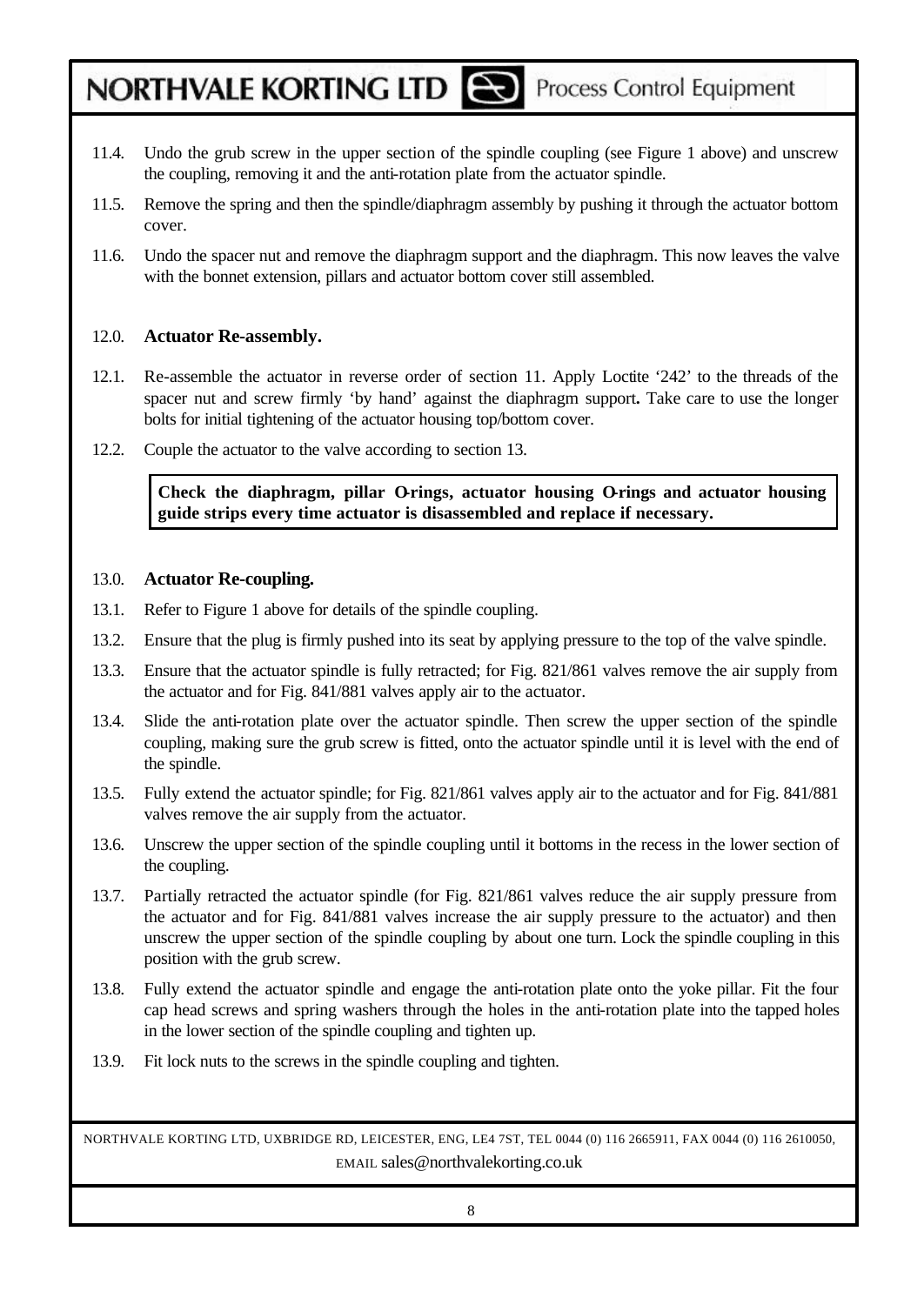11.4. Undo the grub screw in the upper section of the spindle coupling (see Figure 1 above) and unscrew the coupling, removing it and the anti-rotation plate from the actuator spindle.

11.5. Remove the spring and then the spindle/diaphragm assembly by pushing it through the actuator bottom cover.

11.6. Undo the spacer nut and remove the diaphragm support and the diaphragm. This now leaves the valve with the bonnet extension, pillars and actuator bottom cover still assembled.

## 12.0. Actuator Re-assembly.

12.1. Re-assemble the actuator in reverse order of section 11. Apply Loctite '242' to the threads of the spacer nut and screw firmly 'by hand' against the diaphragm support**.** Take care to use the longer bolts for initial tightening of the actuator housing top/bottom cover.

12.2. Couple the actuator to the valve according to section 13.

**Check the diaphragm, pillar O-rings, actuator housing O-rings and actuator housing guide strips every time actuator is disassembled and replace if necessary.**

## 13.0. Actuator Re-coupling.

13.1. Refer to Figure 1 above for details of the spindle coupling.

13.2. Ensure that the plug is firmly pushed into its seat by applying pressure to the top of the valve spindle.

13.3. Ensure that the actuator spindle is fully retracted; for Fig. 821/861 valves remove the air supply from the actuator and for Fig. 841/881 valves apply air to the actuator.

13.4. Slide the anti-rotation plate over the actuator spindle. Then screw the upper section of the spindle coupling, making sure the grub screw is fitted, onto the actuator spindle until it is level with the end of the spindle.

13.5. Fully extend the actuator spindle; for Fig. 821/861 valves apply air to the actuator and for Fig. 841/881 valves remove the air supply from the actuator.

13.6. Unscrew the upper section of the spindle coupling until it bottoms in the recess in the lower section of the coupling.

13.7. Partially retracted the actuator spindle (for Fig. 821/861 valves reduce the air supply pressure from the actuator and for Fig. 841/881 valves increase the air supply pressure to the actuator) and then unscrew the upper section of the spindle coupling by about one turn. Lock the spindle coupling in this position with the grub screw.

13.8. Fully extend the actuator spindle and engage the anti-rotation plate onto the yoke pillar. Fit the four cap head screws and spring washers through the holes in the anti-rotation plate into the tapped holes in the lower section of the spindle coupling and tighten up.

13.9. Fit lock nuts to the screws in the spindle coupling and tighten.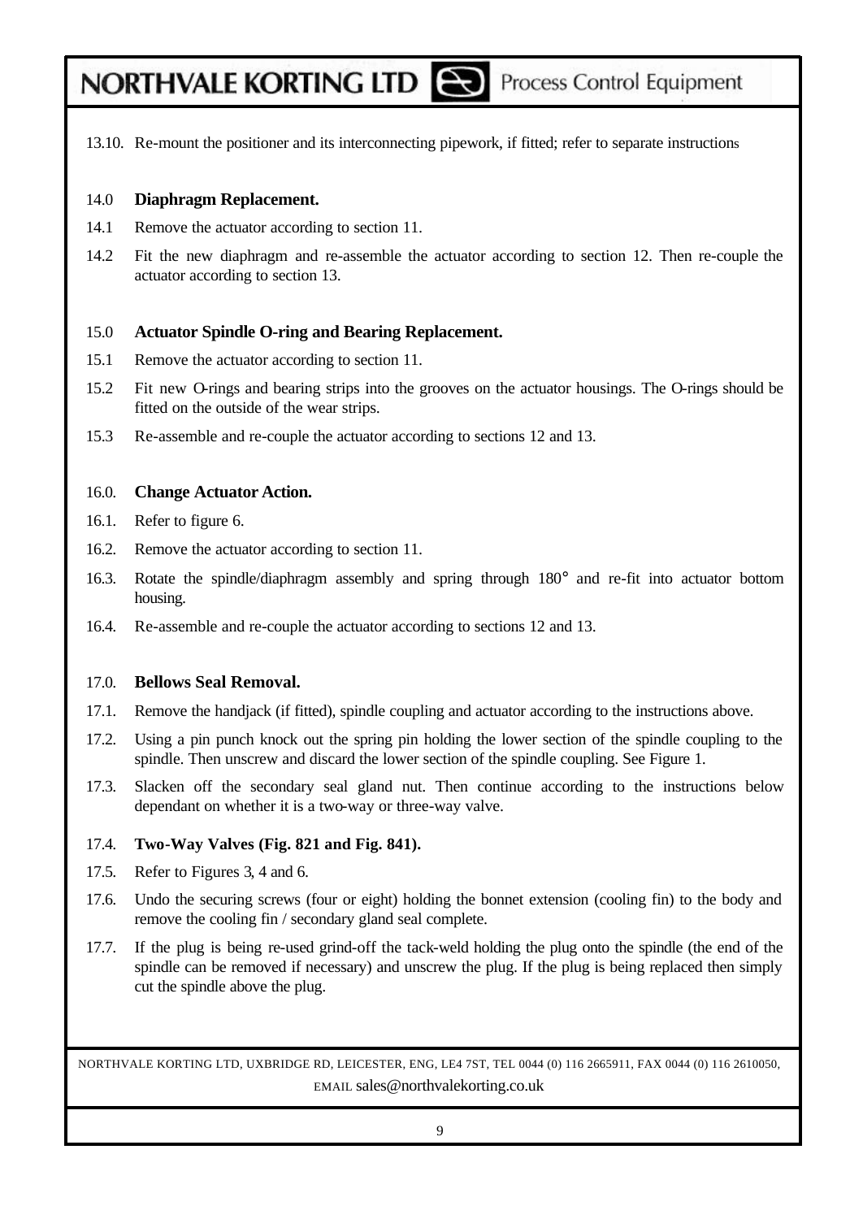13.10. Re-mount the positioner and its interconnecting pipework, if fitted; refer to separate instructions

## 14.0 Diaphragm Replacement.

14.1 Remove the actuator according to section 11.

14.2 Fit the new diaphragm and re-assemble the actuator according to section 12. Then re-couple the actuator according to section 13.

## 15.0 Actuator Spindle O-ring and Bearing Replacement.

15.1 Remove the actuator according to section 11.

15.2 Fit new O-rings and bearing strips into the grooves on the actuator housings. The O-rings should be fitted on the outside of the wear strips.

15.3 Re-assemble and re-couple the actuator according to sections 12 and 13.

## 16.0. Change Actuator Action.

16.1. Refer to figure 6.

16.2. Remove the actuator according to section 11.

16.3. Rotate the spindle/diaphragm assembly and spring through 180° and re-fit into actuator bottom housing.

16.4. Re-assemble and re-couple the actuator according to sections 12 and 13.

## 17.0. Bellows Seal Removal.

17.1. Remove the handjack (if fitted), spindle coupling and actuator according to the instructions above.

17.2. Using a pin punch knock out the spring pin holding the lower section of the spindle coupling to the spindle. Then unscrew and discard the lower section of the spindle coupling. See Figure 1.

17.3. Slacken off the secondary seal gland nut. Then continue according to the instructions below dependant on whether it is a two-way or three-way valve.

### 17.4. Two-Way Valves (Fig. 821 and Fig. 841).

17.5. Refer to Figures 3, 4 and 6.

17.6. Undo the securing screws (four or eight) holding the bonnet extension (cooling fin) to the body and remove the cooling fin / secondary gland seal complete.

17.7. If the plug is being re-used grind-off the tack-weld holding the plug onto the spindle (the end of the spindle can be removed if necessary) and unscrew the plug. If the plug is being replaced then simply cut the spindle above the plug.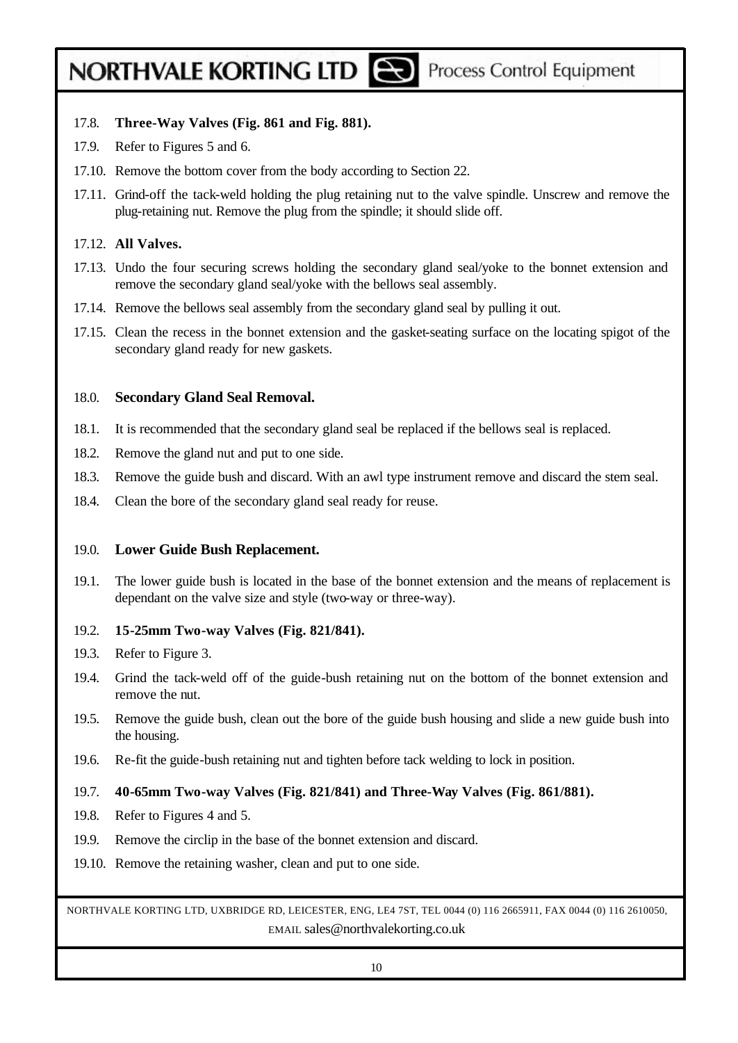17.8. **Three-Way Valves (Fig. 861 and Fig. 881).**

17.9. Refer to Figures 5 and 6.

17.10. Remove the bottom cover from the body according to Section 22.

17.11. Grind-off the tack-weld holding the plug retaining nut to the valve spindle. Unscrew and remove the plug-retaining nut. Remove the plug from the spindle; it should slide off.

17.12. **All Valves.**

17.13. Undo the four securing screws holding the secondary gland seal/yoke to the bonnet extension and remove the secondary gland seal/yoke with the bellows seal assembly.

17.14. Remove the bellows seal assembly from the secondary gland seal by pulling it out.

17.15. Clean the recess in the bonnet extension and the gasket-seating surface on the locating spigot of the secondary gland ready for new gaskets.

## 18.0. Secondary Gland Seal Removal.

18.1. It is recommended that the secondary gland seal be replaced if the bellows seal is replaced.

18.2. Remove the gland nut and put to one side.

18.3. Remove the guide bush and discard. With an awl type instrument remove and discard the stem seal.

18.4. Clean the bore of the secondary gland seal ready for reuse.

## 19.0. Lower Guide Bush Replacement.

19.1. The lower guide bush is located in the base of the bonnet extension and the means of replacement is dependant on the valve size and style (two-way or three-way).

19.2. **15-25mm Two-way Valves (Fig. 821/841).**

19.3. Refer to Figure 3.

19.4. Grind the tack-weld off of the guide-bush retaining nut on the bottom of the bonnet extension and remove the nut.

19.5. Remove the guide bush, clean out the bore of the guide bush housing and slide a new guide bush into the housing.

19.6. Re-fit the guide-bush retaining nut and tighten before tack welding to lock in position.

19.7. **40-65mm Two-way Valves (Fig. 821/841) and Three-Way Valves (Fig. 861/881).**

19.8. Refer to Figures 4 and 5.

19.9. Remove the circlip in the base of the bonnet extension and discard.

19.10. Remove the retaining washer, clean and put to one side.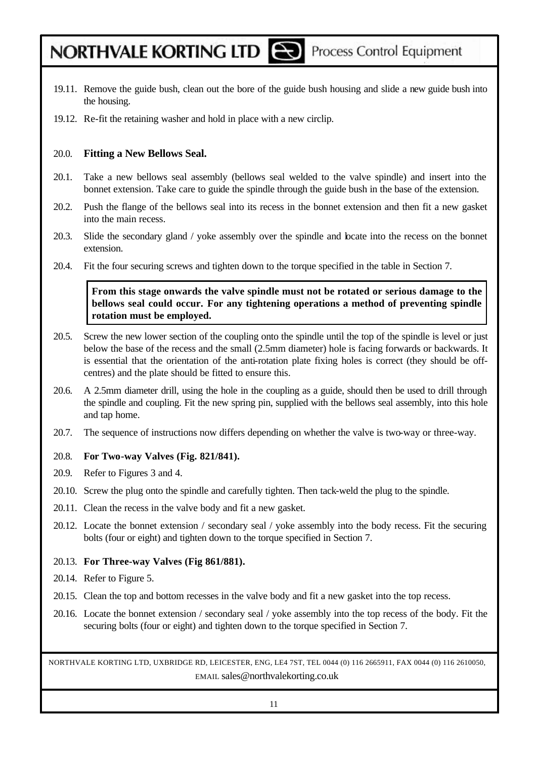19.11. Remove the guide bush, clean out the bore of the guide bush housing and slide a new guide bush into the housing.

19.12. Re-fit the retaining washer and hold in place with a new circlip.

## 20.0. Fitting a New Bellows Seal.

20.1. Take a new bellows seal assembly (bellows seal welded to the valve spindle) and insert into the bonnet extension. Take care to guide the spindle through the guide bush in the base of the extension.

20.2. Push the flange of the bellows seal into its recess in the bonnet extension and then fit a new gasket into the main recess.

20.3. Slide the secondary gland / yoke assembly over the spindle and locate into the recess on the bonnet extension.

20.4. Fit the four securing screws and tighten down to the torque specified in the table in Section 7.

> **From this stage onwards the valve spindle must not be rotated or serious damage to the bellows seal could occur. For any tightening operations a method of preventing spindle rotation must be employed.**

20.5. Screw the new lower section of the coupling onto the spindle until the top of the spindle is level or just below the base of the recess and the small (2.5mm diameter) hole is facing forwards or backwards. It is essential that the orientation of the anti-rotation plate fixing holes is correct (they should be off-centres) and the plate should be fitted to ensure this.

20.6. A 2.5mm diameter drill, using the hole in the coupling as a guide, should then be used to drill through the spindle and coupling. Fit the new spring pin, supplied with the bellows seal assembly, into this hole and tap home.

20.7. The sequence of instructions now differs depending on whether the valve is two-way or three-way.

### 20.8. For Two-way Valves (Fig. 821/841).

20.9. Refer to Figures 3 and 4.

20.10. Screw the plug onto the spindle and carefully tighten. Then tack-weld the plug to the spindle.

20.11. Clean the recess in the valve body and fit a new gasket.

20.12. Locate the bonnet extension / secondary seal / yoke assembly into the body recess. Fit the securing bolts (four or eight) and tighten down to the torque specified in Section 7.

### 20.13. For Three-way Valves (Fig 861/881).

20.14. Refer to Figure 5.

20.15. Clean the top and bottom recesses in the valve body and fit a new gasket into the top recess.

20.16. Locate the bonnet extension / secondary seal / yoke assembly into the top recess of the body. Fit the securing bolts (four or eight) and tighten down to the torque specified in Section 7.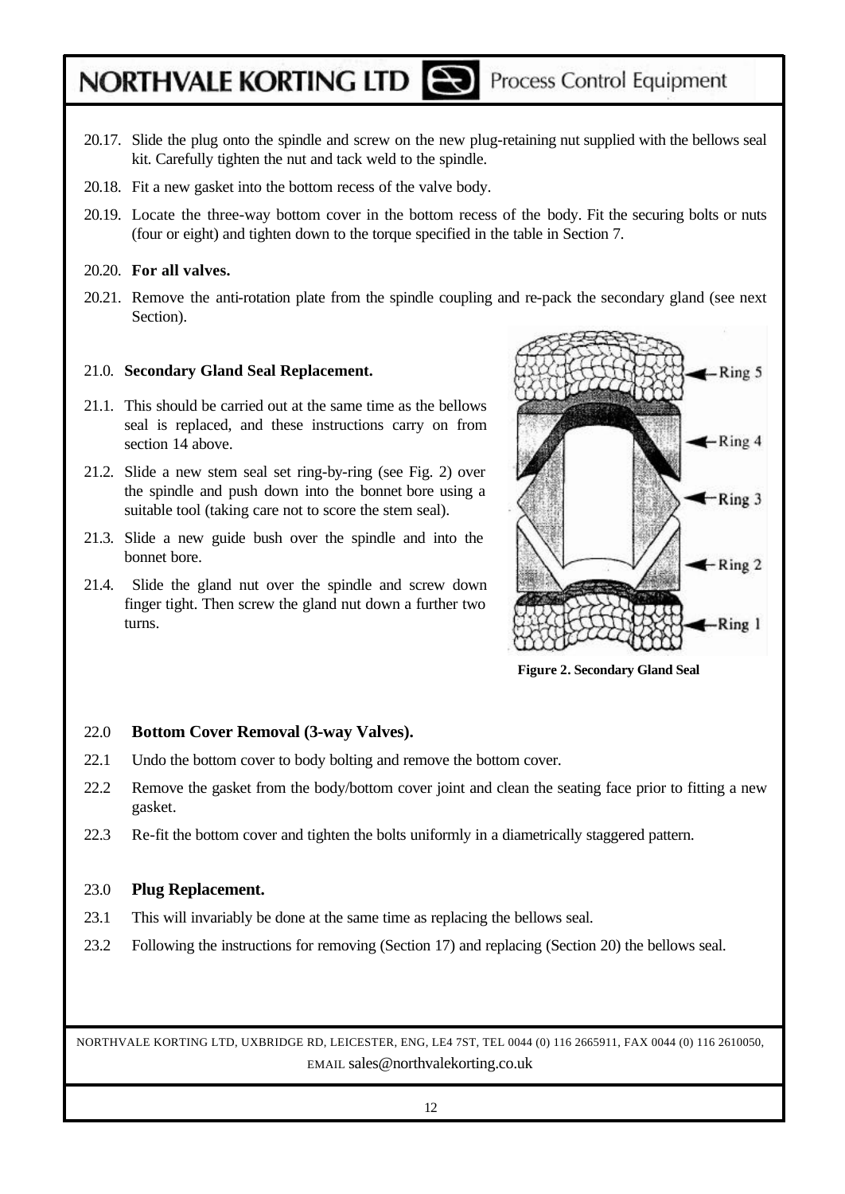20.17. Slide the plug onto the spindle and screw on the new plug-retaining nut supplied with the bellows seal kit. Carefully tighten the nut and tack weld to the spindle.

20.18. Fit a new gasket into the bottom recess of the valve body.

20.19. Locate the three-way bottom cover in the bottom recess of the body. Fit the securing bolts or nuts (four or eight) and tighten down to the torque specified in the table in Section 7.

20.20. **For all valves.**

20.21. Remove the anti-rotation plate from the spindle coupling and re-pack the secondary gland (see next Section).

## 21.0. Secondary Gland Seal Replacement.

21.1. This should be carried out at the same time as the bellows seal is replaced, and these instructions carry on from section 14 above.

21.2. Slide a new stem seal set ring-by-ring (see Fig. 2) over the spindle and push down into the bonnet bore using a suitable tool (taking care not to score the stem seal).

21.3. Slide a new guide bush over the spindle and into the bonnet bore.

21.4. Slide the gland nut over the spindle and screw down finger tight. Then screw the gland nut down a further two turns.

Ring 5

Ring 4

Ring 3

Ring 2

Ring 1

**Figure 2. Secondary Gland Seal**

## 22.0 Bottom Cover Removal (3-way Valves).

22.1 Undo the bottom cover to body bolting and remove the bottom cover.

22.2 Remove the gasket from the body/bottom cover joint and clean the seating face prior to fitting a new gasket.

22.3 Re-fit the bottom cover and tighten the bolts uniformly in a diametrically staggered pattern.

## 23.0 Plug Replacement.

23.1 This will invariably be done at the same time as replacing the bellows seal.

23.2 Following the instructions for removing (Section 17) and replacing (Section 20) the bellows seal.

NORTHVALE KORTING LTD, UXBRIDGE RD, LEICESTER, ENG, LE4 7ST, TEL 0044 (0) 116 2665911, FAX 0044 (0) 116 2610050, EMAIL sales@northvalekorting.co.uk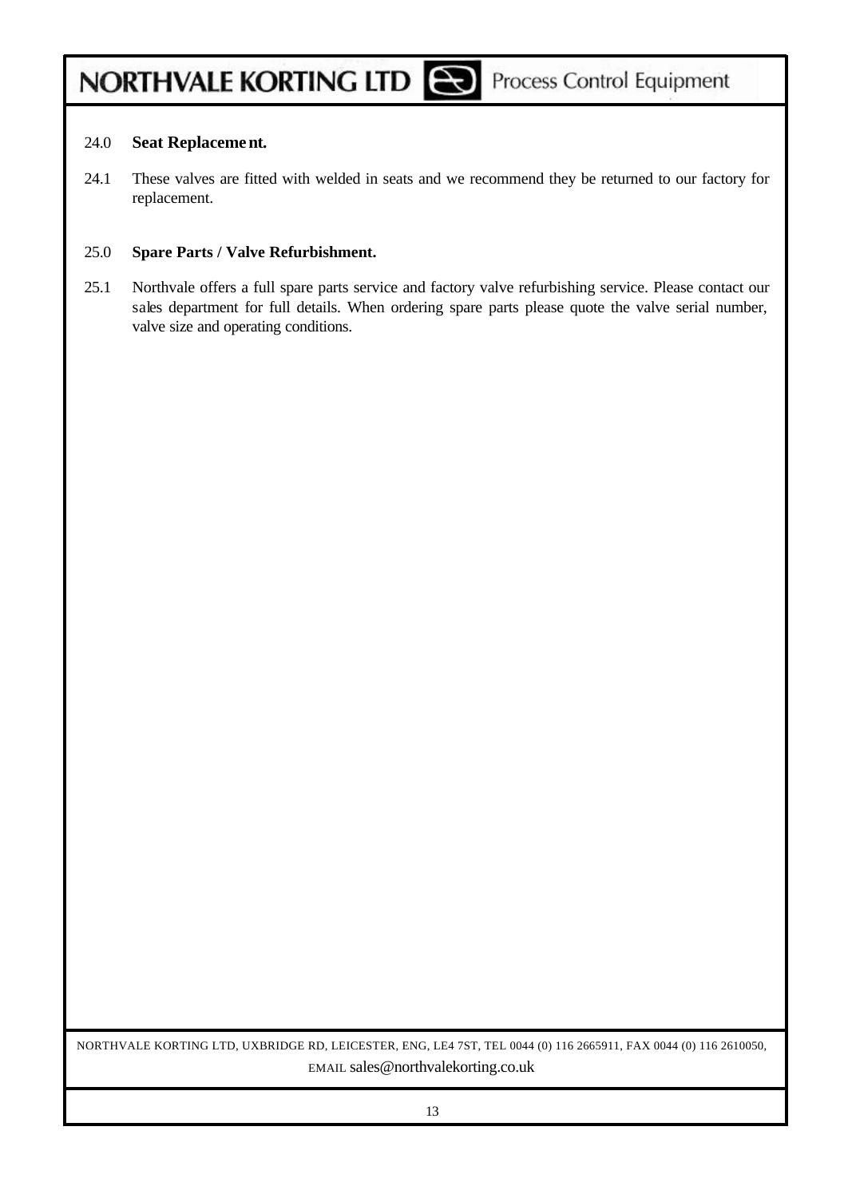## 24.0 Seat Replacement.

24.1 These valves are fitted with welded in seats and we recommend they be returned to our factory for replacement.

## 25.0 Spare Parts / Valve Refurbishment.

25.1 Northvale offers a full spare parts service and factory valve refurbishing service. Please contact our sales department for full details. When ordering spare parts please quote the valve serial number, valve size and operating conditions.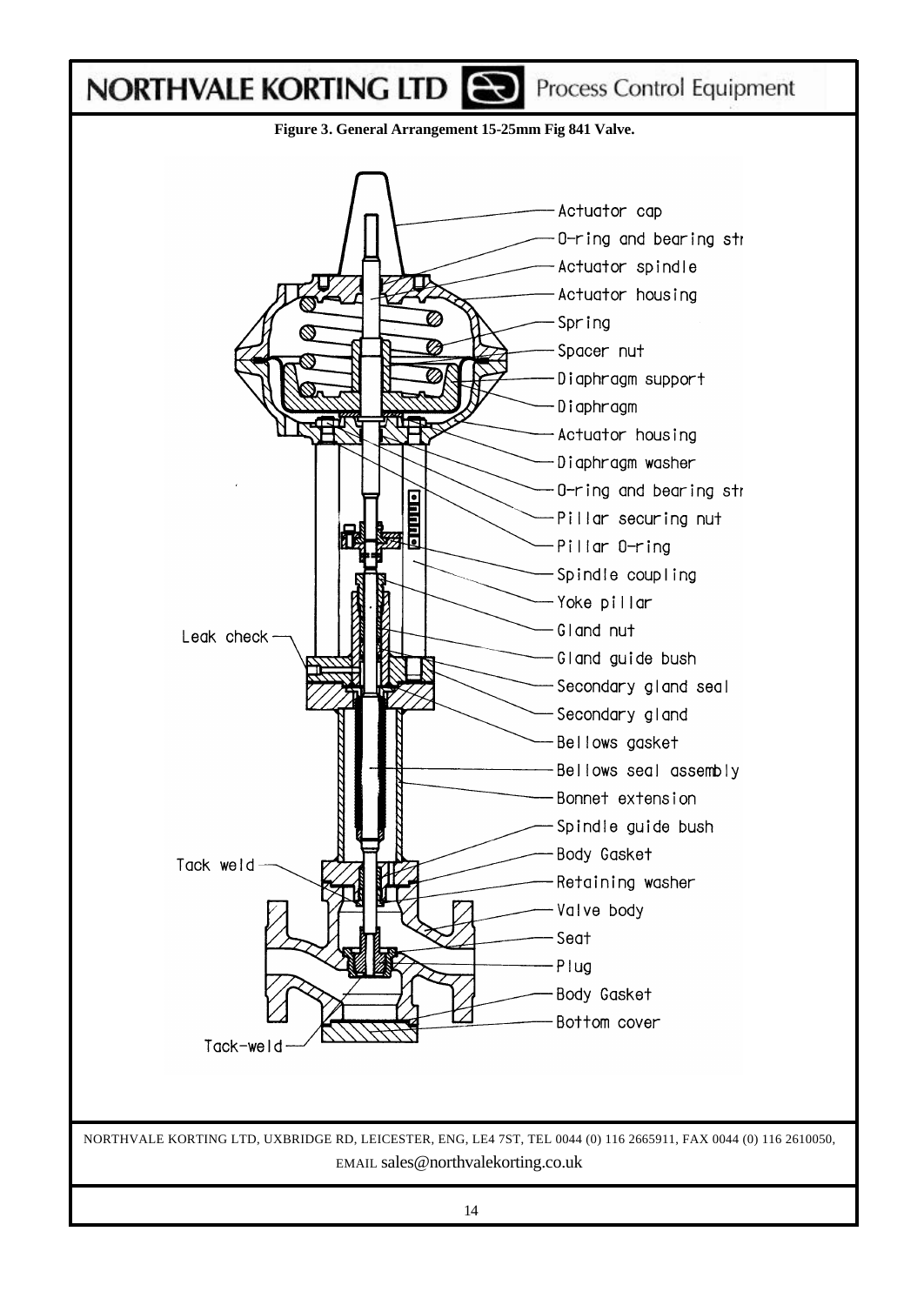**Figure 3. General Arrangement 15-25mm Fig 841 Valve.**

Actuator cap
O-ring and bearing str
Actuator spindle
Actuator housing
Spring
Spacer nut
Diaphragm support
Diaphragm
Actuator housing
Diaphragm washer
O-ring and bearing str
Pillar securing nut
Pillar O-ring
Spindle coupling
Yoke pillar
Gland nut
Gland guide bush
Secondary gland seal
Secondary gland
Bellows gasket
Bellows seal assembly
Bonnet extension
Spindle guide bush
Body Gasket
Retaining washer
Valve body
Seat
Plug
Body Gasket
Bottom cover

Leak check
Tack weld
Tack-weld

NORTHVALE KORTING LTD, UXBRIDGE RD, LEICESTER, ENG, LE4 7ST, TEL 0044 (0) 116 2665911, FAX 0044 (0) 116 2610050, EMAIL sales@northvalekorting.co.uk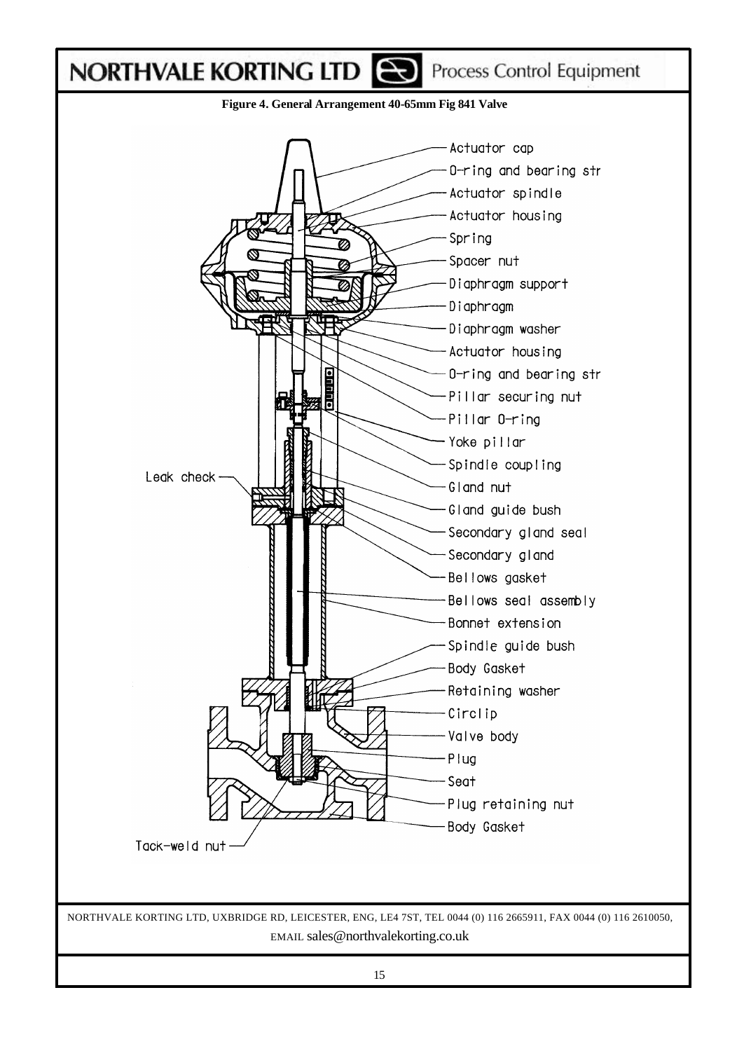**Figure 4. General Arrangement 40-65mm Fig 841 Valve**

- Actuator cap
- O-ring and bearing str
- Actuator spindle
- Actuator housing
- Spring
- Spacer nut
- Diaphragm support
- Diaphragm
- Diaphragm washer
- Actuator housing
- O-ring and bearing str
- Pillar securing nut
- Pillar O-ring
- Yoke pillar
- Spindle coupling
- Gland nut
- Gland guide bush
- Secondary gland seal
- Secondary gland
- Bellows gasket
- Bellows seal assembly
- Bonnet extension
- Spindle guide bush
- Body Gasket
- Retaining washer
- Circlip
- Valve body
- Plug
- Seat
- Plug retaining nut
- Body Gasket
- Leak check
- Tack-weld nut

NORTHVALE KORTING LTD, UXBRIDGE RD, LEICESTER, ENG, LE4 7ST, TEL 0044 (0) 116 2665911, FAX 0044 (0) 116 2610050, EMAIL sales@northvalekorting.co.uk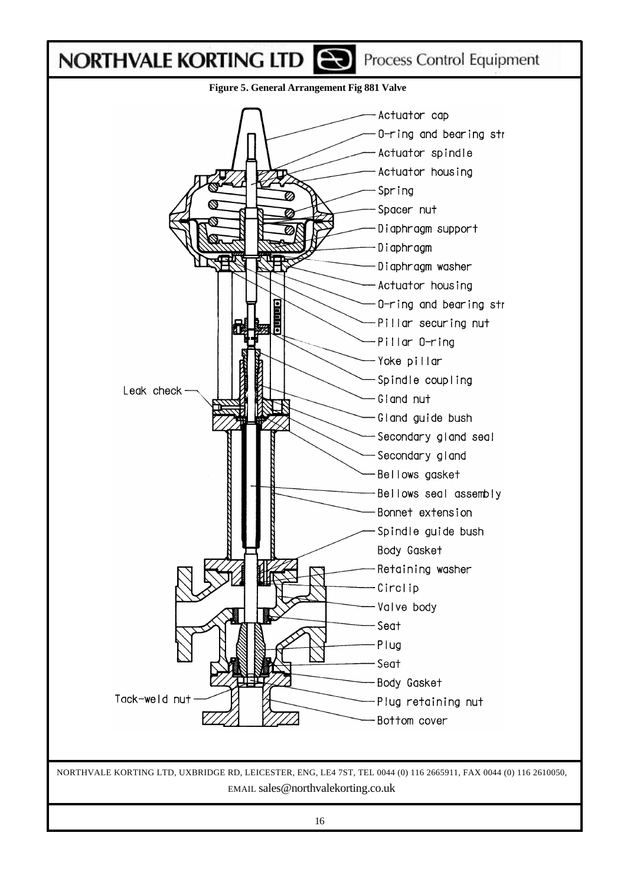**Figure 5. General Arrangement Fig 881 Valve**

- Actuator cap
- O-ring and bearing str
- Actuator spindle
- Actuator housing
- Spring
- Spacer nut
- Diaphragm support
- Diaphragm
- Diaphragm washer
- Actuator housing
- O-ring and bearing str
- Pillar securing nut
- Pillar O-ring
- Yoke pillar
- Spindle coupling
- Gland nut
- Gland guide bush
- Secondary gland seal
- Secondary gland
- Bellows gasket
- Bellows seal assembly
- Bonnet extension
- Spindle guide bush
- Body Gasket
- Retaining washer
- Circlip
- Valve body
- Seat
- Plug
- Seat
- Body Gasket
- Plug retaining nut
- Bottom cover
- Leak check
- Tack-weld nut

NORTHVALE KORTING LTD, UXBRIDGE RD, LEICESTER, ENG, LE4 7ST, TEL 0044 (0) 116 2665911, FAX 0044 (0) 116 2610050, EMAIL sales@northvalekorting.co.uk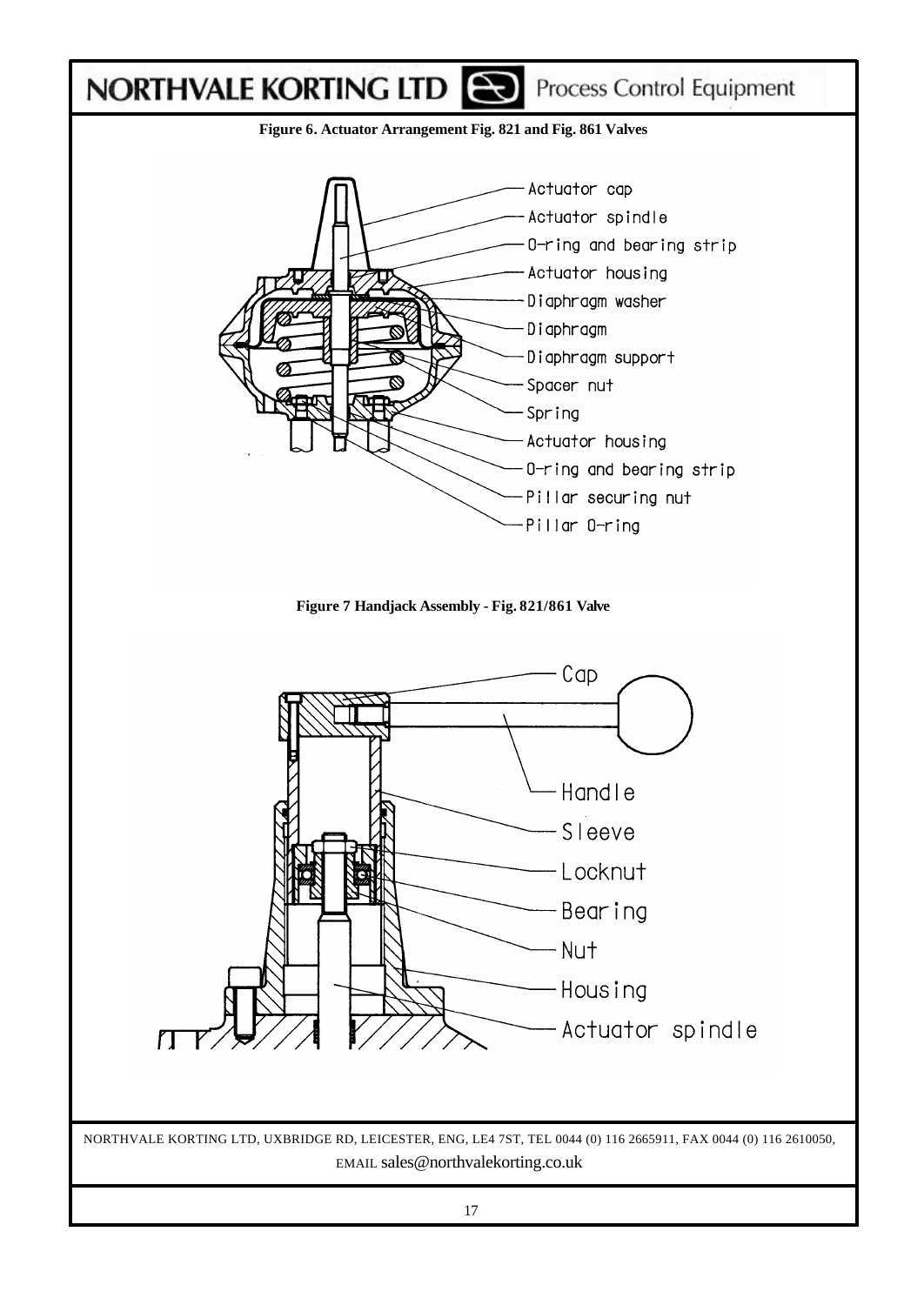**Figure 6. Actuator Arrangement Fig. 821 and Fig. 861 Valves**

- Actuator cap
- Actuator spindle
- O-ring and bearing strip
- Actuator housing
- Diaphragm washer
- Diaphragm
- Diaphragm support
- Spacer nut
- Spring
- Actuator housing
- O-ring and bearing strip
- Pillar securing nut
- Pillar O-ring

**Figure 7 Handjack Assembly - Fig. 821/861 Valve**

- Cap
- Handle
- Sleeve
- Locknut
- Bearing
- Nut
- Housing
- Actuator spindle

NORTHVALE KORTING LTD, UXBRIDGE RD, LEICESTER, ENG, LE4 7ST, TEL 0044 (0) 116 2665911, FAX 0044 (0) 116 2610050, EMAIL sales@northvalekorting.co.uk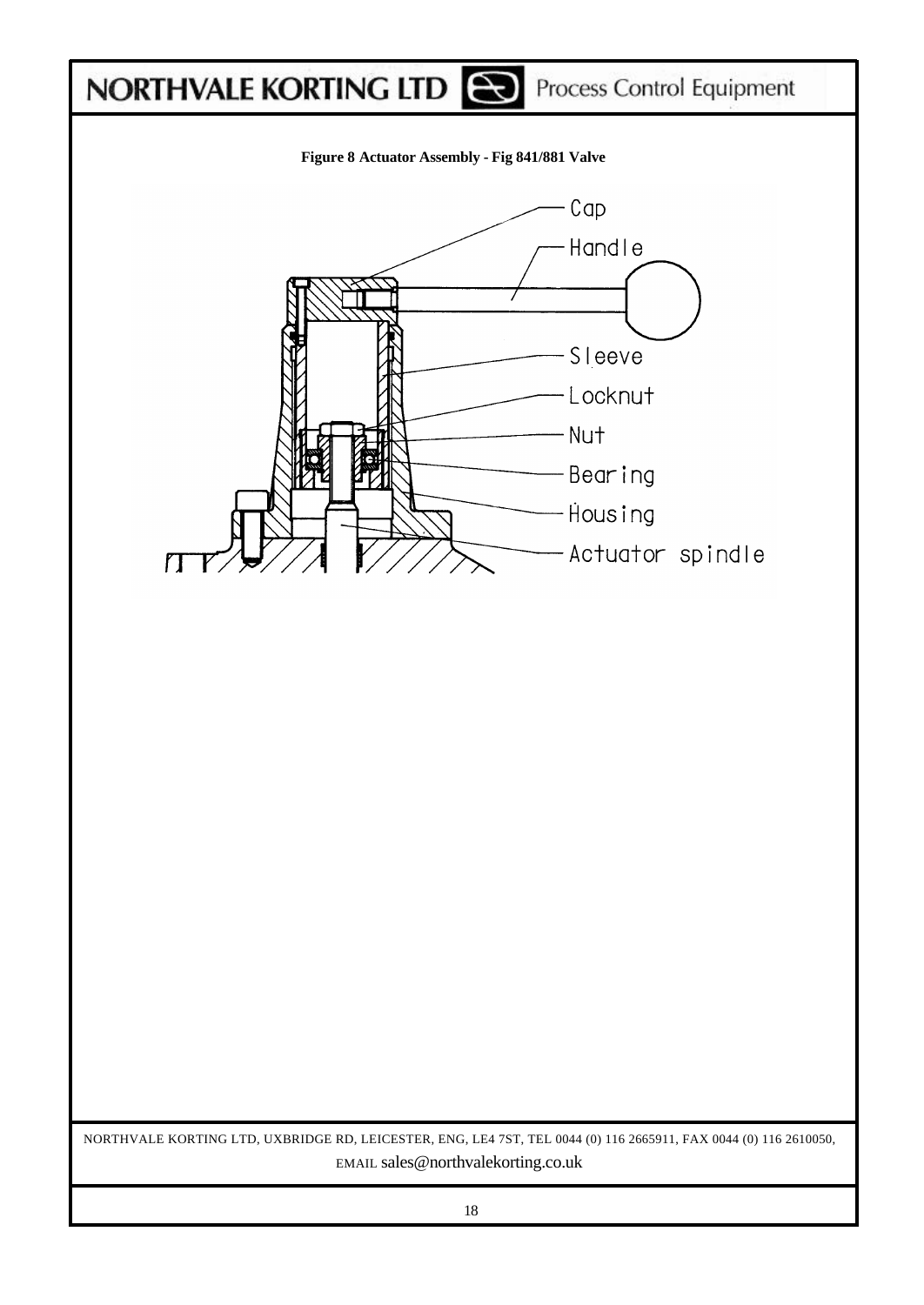**Figure 8 Actuator Assembly - Fig 841/881 Valve**

Cap

Handle

Sleeve

Locknut

Nut

Bearing

Housing

Actuator spindle